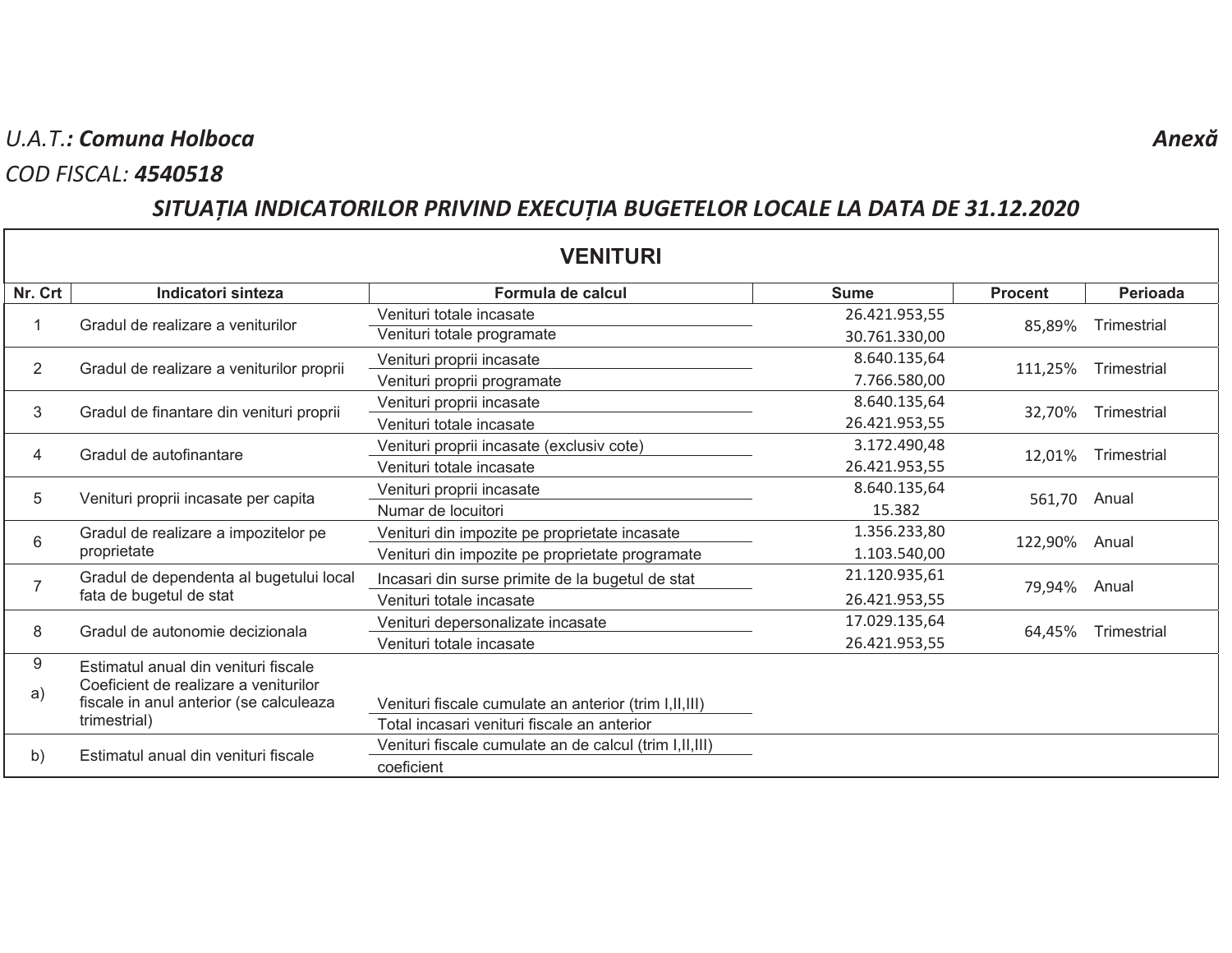*U.A.T.: **Comuna Holboca*** — ***Anexă***

*COD FISCAL: **4540518***

## *SITUAȚIA INDICATORILOR PRIVIND EXECUȚIA BUGETELOR LOCALE LA DATA DE 31.12.2020*

### VENITURI

| Nr. Crt | Indicatori sinteza | Formula de calcul | Sume | Procent | Perioada |
|---|---|---|---|---|---|
| 1 | Gradul de realizare a veniturilor | Venituri totale incasate | 26.421.953,55 | 85,89% | Trimestrial |
| | | Venituri totale programate | 30.761.330,00 | | |
| 2 | Gradul de realizare a veniturilor proprii | Venituri proprii incasate | 8.640.135,64 | 111,25% | Trimestrial |
| | | Venituri proprii programate | 7.766.580,00 | | |
| 3 | Gradul de finantare din venituri proprii | Venituri proprii incasate | 8.640.135,64 | 32,70% | Trimestrial |
| | | Venituri totale incasate | 26.421.953,55 | | |
| 4 | Gradul de autofinantare | Venituri proprii incasate (exclusiv cote) | 3.172.490,48 | 12,01% | Trimestrial |
| | | Venituri totale incasate | 26.421.953,55 | | |
| 5 | Venituri proprii incasate per capita | Venituri proprii incasate | 8.640.135,64 | 561,70 | Anual |
| | | Numar de locuitori | 15.382 | | |
| 6 | Gradul de realizare a impozitelor pe proprietate | Venituri din impozite pe proprietate incasate | 1.356.233,80 | 122,90% | Anual |
| | | Venituri din impozite pe proprietate programate | 1.103.540,00 | | |
| 7 | Gradul de dependenta al bugetului local fata de bugetul de stat | Incasari din surse primite de la bugetul de stat | 21.120.935,61 | 79,94% | Anual |
| | | Venituri totale incasate | 26.421.953,55 | | |
| 8 | Gradul de autonomie decizionala | Venituri depersonalizate incasate | 17.029.135,64 | 64,45% | Trimestrial |
| | | Venituri totale incasate | 26.421.953,55 | | |
| 9 | Estimatul anual din venituri fiscale | | | | |
| a) | Coeficient de realizare a veniturilor fiscale in anul anterior (se calculeaza trimestrial) | Venituri fiscale cumulate an anterior (trim I,II,III) | | | |
| | | Total incasari venituri fiscale an anterior | | | |
| b) | Estimatul anual din venituri fiscale | Venituri fiscale cumulate an de calcul (trim I,II,III) | | | |
| | | coeficient | | | |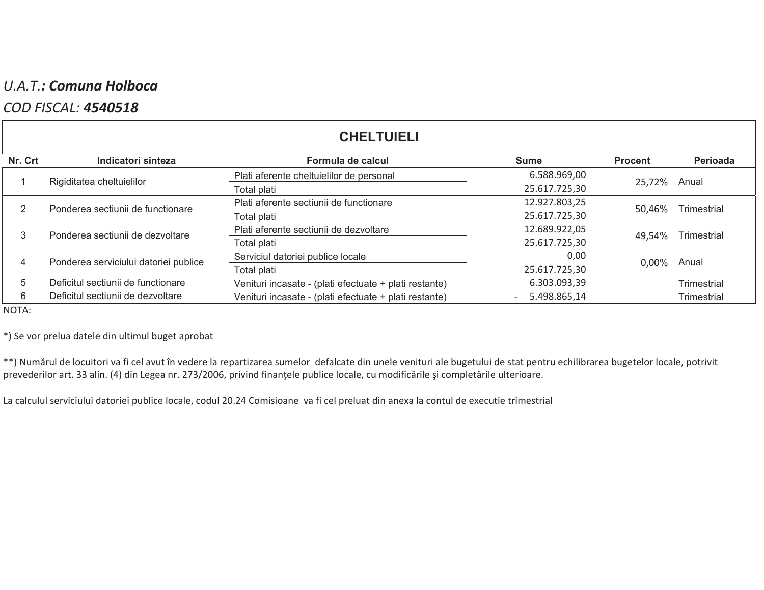*U.A.T.*: ***Comuna Holboca***

*COD FISCAL:* ***4540518***

| CHELTUIELI | | | | | |
|---|---|---|---|---|---|
| **Nr. Crt** | **Indicatori sinteza** | **Formula de calcul** | **Sume** | **Procent** | **Perioada** |
| 1 | Rigiditatea cheltuielilor | Plati aferente cheltuielilor de personal | 6.588.969,00 | 25,72% | Anual |
| | | Total plati | 25.617.725,30 | | |
| 2 | Ponderea sectiunii de functionare | Plati aferente sectiunii de functionare | 12.927.803,25 | 50,46% | Trimestrial |
| | | Total plati | 25.617.725,30 | | |
| 3 | Ponderea sectiunii de dezvoltare | Plati aferente sectiunii de dezvoltare | 12.689.922,05 | 49,54% | Trimestrial |
| | | Total plati | 25.617.725,30 | | |
| 4 | Ponderea serviciului datoriei publice | Serviciul datoriei publice locale | 0,00 | 0,00% | Anual |
| | | Total plati | 25.617.725,30 | | |
| 5 | Deficitul sectiunii de functionare | Venituri incasate - (plati efectuate + plati restante) | 6.303.093,39 | | Trimestrial |
| 6 | Deficitul sectiunii de dezvoltare | Venituri incasate - (plati efectuate + plati restante) | - 5.498.865,14 | | Trimestrial |

NOTA:

*) Se vor prelua datele din ultimul buget aprobat

**) Numărul de locuitori va fi cel avut în vedere la repartizarea sumelor defalcate din unele venituri ale bugetului de stat pentru echilibrarea bugetelor locale, potrivit prevederilor art. 33 alin. (4) din Legea nr. 273/2006, privind finanţele publice locale, cu modificările şi completările ulterioare.

La calculul serviciului datoriei publice locale, codul 20.24 Comisioane va fi cel preluat din anexa la contul de executie trimestrial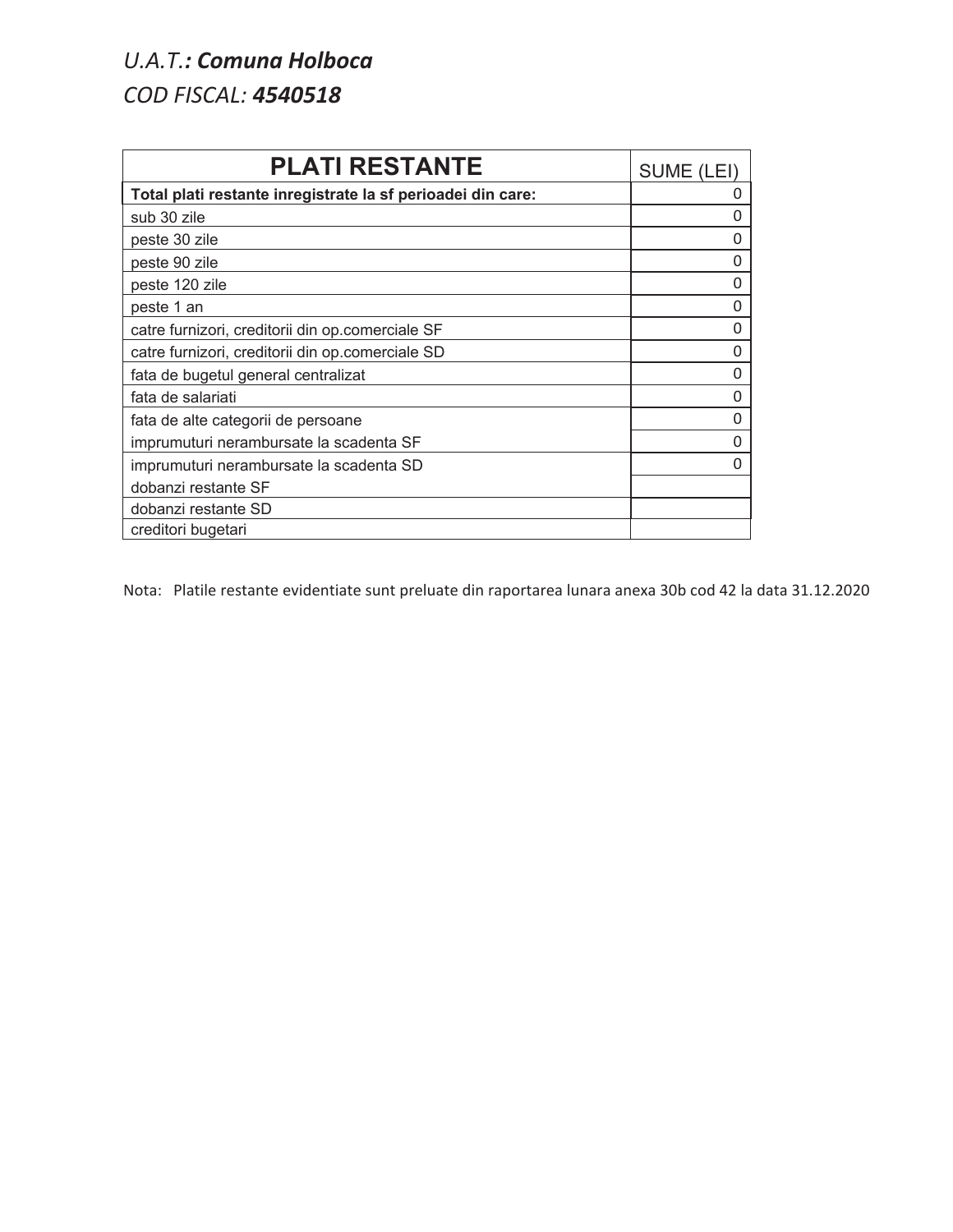*U.A.T.: **Comuna Holboca***

*COD FISCAL: **4540518***

| **PLATI RESTANTE** | SUME (LEI) |
|---|---|
| **Total plati restante inregistrate la sf perioadei din care:** | 0 |
| sub 30 zile | 0 |
| peste 30 zile | 0 |
| peste 90 zile | 0 |
| peste 120 zile | 0 |
| peste 1 an | 0 |
| catre furnizori, creditorii din op.comerciale SF | 0 |
| catre furnizori, creditorii din op.comerciale SD | 0 |
| fata de bugetul general centralizat | 0 |
| fata de salariati | 0 |
| fata de alte categorii de persoane | 0 |
| imprumuturi nerambursate la scadenta SF | 0 |
| imprumuturi nerambursate la scadenta SD | 0 |
| dobanzi restante SF | |
| dobanzi restante SD | |
| creditori bugetari | |

Nota: Platile restante evidentiate sunt preluate din raportarea lunara anexa 30b cod 42 la data 31.12.2020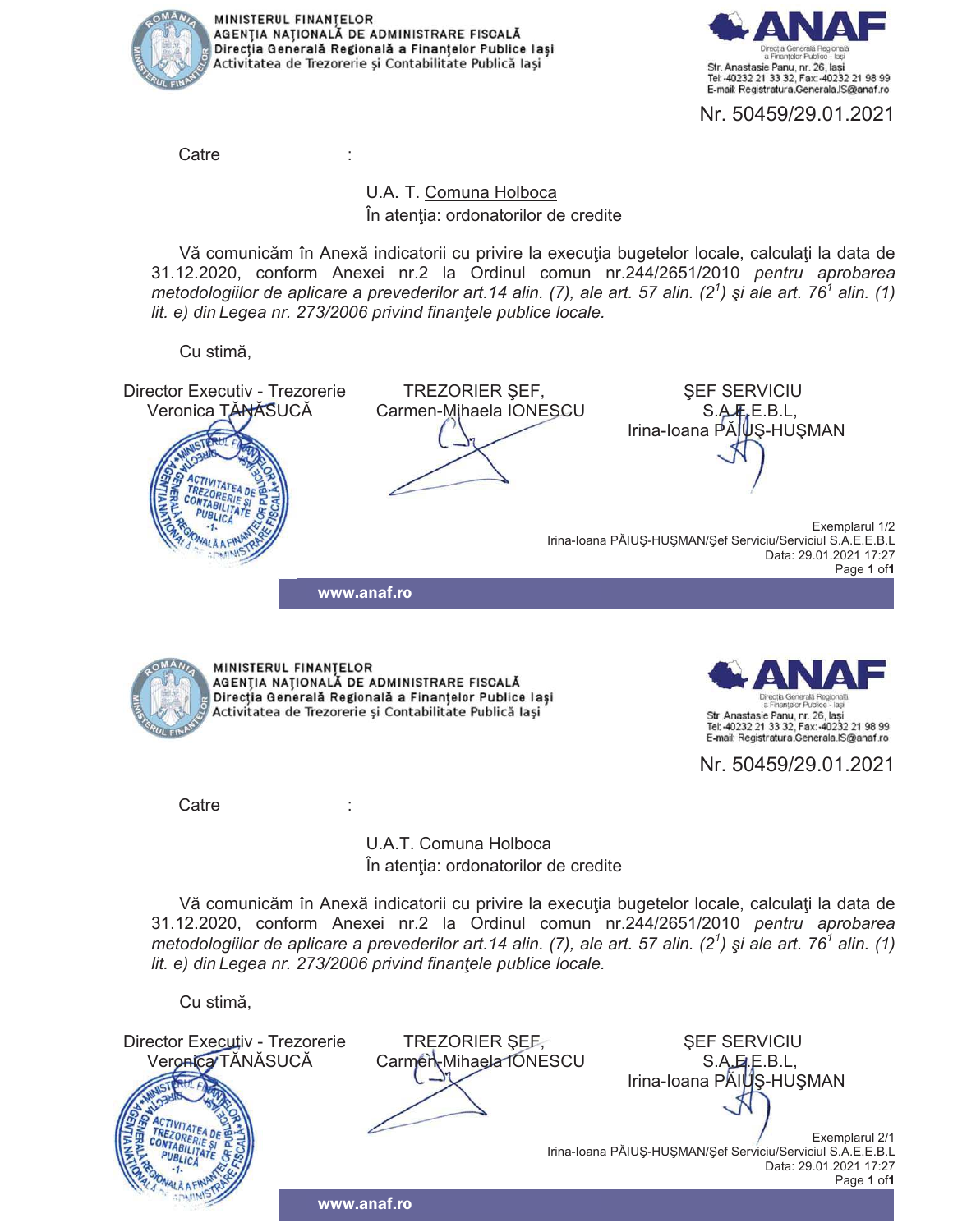MINISTERUL FINANŢELOR
AGENŢIA NAŢIONALĂ DE ADMINISTRARE FISCALĂ
**Direcţia Generală Regională a Finanţelor Publice Iaşi**
Activitatea de Trezorerie şi Contabilitate Publică Iaşi

**ANAF**
Direcţia Generală Regională a Finanţelor Publice - Iaşi
Str. Anastasie Panu, nr. 26, Iaşi
Tel: -40232 21 33 32, Fax: -40232 21 98 99
E-mail: Registratura.Generala.IS@anaf.ro

Nr. 50459/29.01.2021

Catre :

U.A. T. Comuna Holboca
În atenţia: ordonatorilor de credite

Vă comunicăm în Anexă indicatorii cu privire la execuţia bugetelor locale, calculaţi la data de 31.12.2020, conform Anexei nr.2 la Ordinul comun nr.244/2651/2010 *pentru aprobarea metodologiilor de aplicare a prevederilor art.14 alin. (7), ale art. 57 alin. (2[1]) şi ale art. 76[1] alin. (1) lit. e) din Legea nr. 273/2006 privind finanţele publice locale.*

Cu stimă,

| Director Executiv - Trezorerie | TREZORIER ŞEF, | ŞEF SERVICIU S.A.E.E.B.L, |
|---|---|---|
| Veronica TĂNĂSUCĂ | Carmen-Mihaela IONESCU | Irina-Ioana PĂIUŞ-HUŞMAN |

Exemplarul 1/2
Irina-Ioana PĂIUŞ-HUŞMAN/Şef Serviciu/Serviciul S.A.E.E.B.L
Data: 29.01.2021 17:27

---

MINISTERUL FINANŢELOR
AGENŢIA NAŢIONALĂ DE ADMINISTRARE FISCALĂ
**Direcţia Generală Regională a Finanţelor Publice Iaşi**
Activitatea de Trezorerie şi Contabilitate Publică Iaşi

**ANAF**
Direcţia Generală Regională a Finanţelor Publice - Iaşi
Str. Anastasie Panu, nr. 26, Iaşi
Tel: -40232 21 33 32, Fax: -40232 21 98 99
E-mail: Registratura.Generala.IS@anaf.ro

Nr. 50459/29.01.2021

Catre :

U.A.T. Comuna Holboca
În atenţia: ordonatorilor de credite

Vă comunicăm în Anexă indicatorii cu privire la execuţia bugetelor locale, calculaţi la data de 31.12.2020, conform Anexei nr.2 la Ordinul comun nr.244/2651/2010 *pentru aprobarea metodologiilor de aplicare a prevederilor art.14 alin. (7), ale art. 57 alin. (2[1]) şi ale art. 76[1] alin. (1) lit. e) din Legea nr. 273/2006 privind finanţele publice locale.*

Cu stimă,

| Director Executiv - Trezorerie | TREZORIER ŞEF, | ŞEF SERVICIU S.A.E.E.B.L, |
|---|---|---|
| Veronica TĂNĂSUCĂ | Carmen-Mihaela IONESCU | Irina-Ioana PĂIUŞ-HUŞMAN |

Exemplarul 2/1
Irina-Ioana PĂIUŞ-HUŞMAN/Şef Serviciu/Serviciul S.A.E.E.B.L
Data: 29.01.2021 17:27